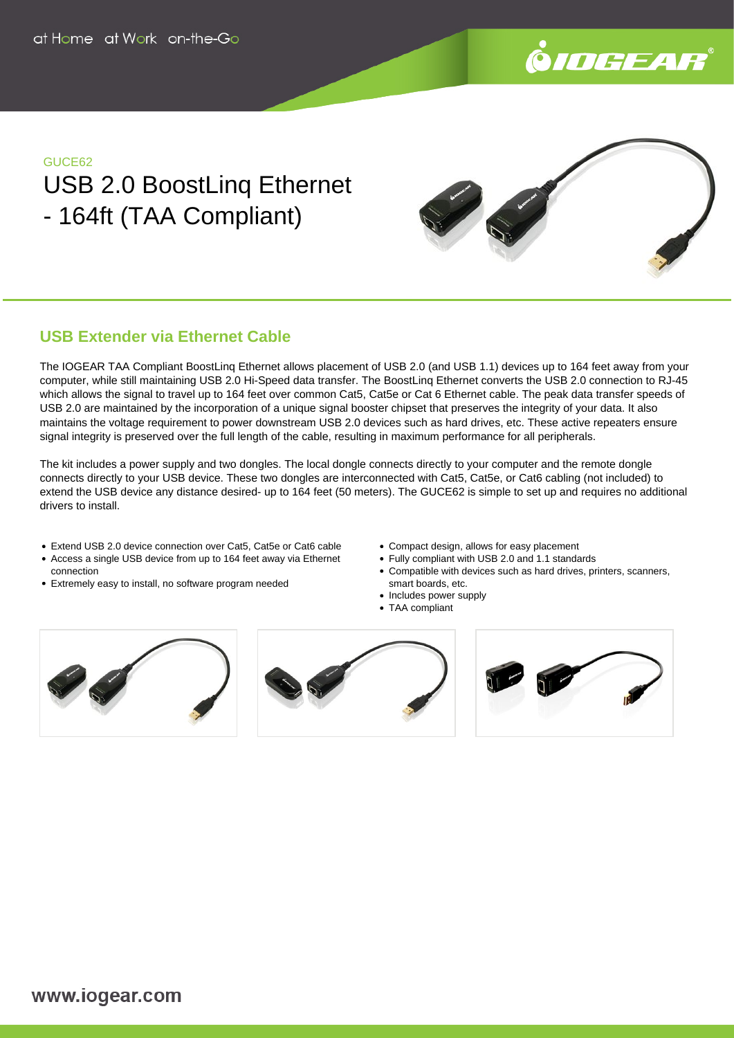at Home at Work on-the-Go

GUCE62

# USB 2.0 BoostLinq Ethernet - 164ft (TAA Compliant)

## USB Extender via Ethernet Cable

The IOGEAR TAA Compliant BoostLinq Ethernet allows placement of USB 2.0 (and USB 1.1) devices up to 164 feet away from your computer, while still maintaining USB 2.0 Hi-Speed data transfer. The BoostLinq Ethernet converts the USB 2.0 connection to RJ-45 which allows the signal to travel up to 164 feet over common Cat5, Cat5e or Cat 6 Ethernet cable. The peak data transfer speeds of USB 2.0 are maintained by the incorporation of a unique signal booster chipset that preserves the integrity of your data. It also maintains the voltage requirement to power downstream USB 2.0 devices such as hard drives, etc. These active repeaters ensure signal integrity is preserved over the full length of the cable, resulting in maximum performance for all peripherals.

The kit includes a power supply and two dongles. The local dongle connects directly to your computer and the remote dongle connects directly to your USB device. These two dongles are interconnected with Cat5, Cat5e, or Cat6 cabling (not included) to extend the USB device any distance desired- up to 164 feet (50 meters). The GUCE62 is simple to set up and requires no additional drivers to install.

- Extend USB 2.0 device connection over Cat5, Cat5e or Cat6 cable
- Access a single USB device from up to 164 feet away via Ethernet connection
- Extremely easy to install, no software program needed
- Compact design, allows for easy placement
- Fully compliant with USB 2.0 and 1.1 standards
- Compatible with devices such as hard drives, printers, scanners, smart boards, etc.
- Includes power supply
- TAA compliant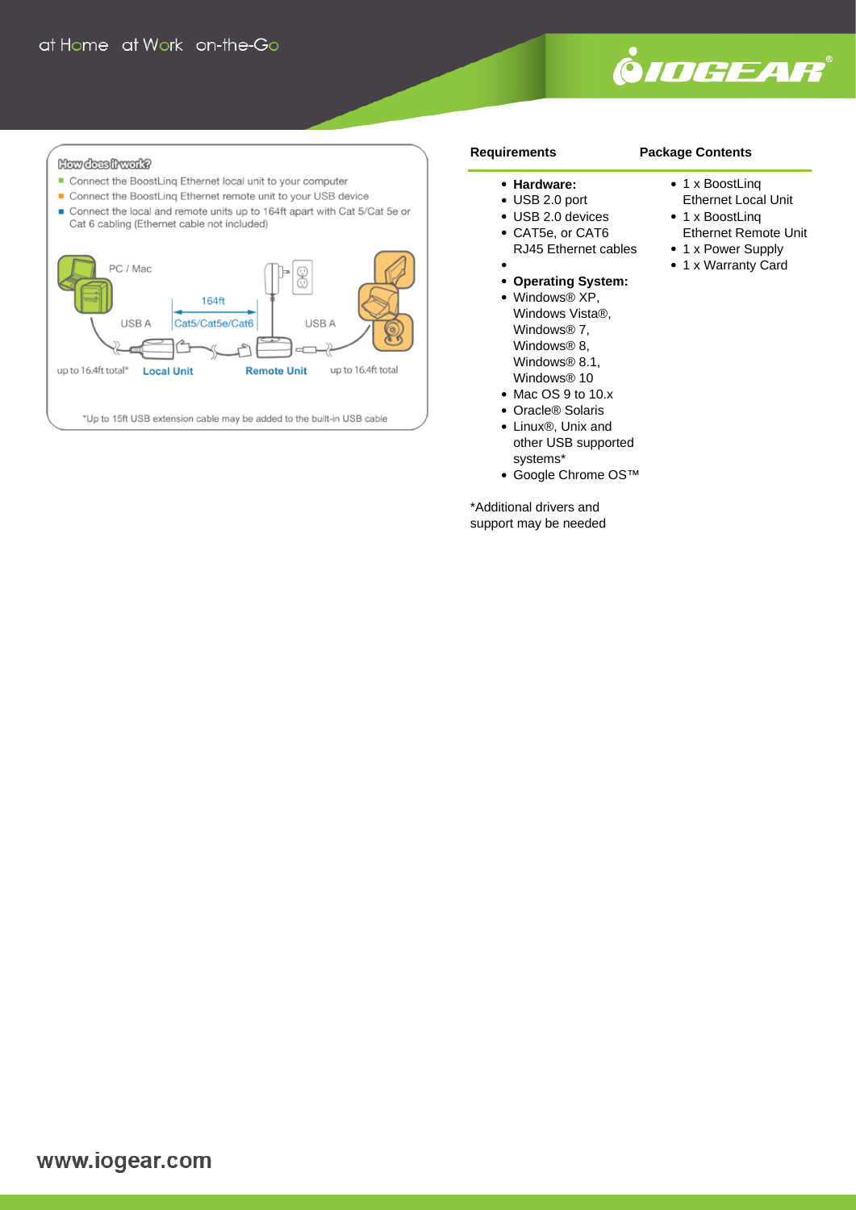## How does it work?

- Connect the BoostLinq Ethernet local unit to your computer
- Connect the BoostLinq Ethernet remote unit to your USB device
- Connect the local and remote units up to 164ft apart with Cat 5/Cat 5e or Cat 6 cabling (Ethernet cable not included)

PC / Mac

164ft

USB A &nbsp;&nbsp; Cat5/Cat5e/Cat6 &nbsp;&nbsp; USB A

up to 16.4ft total* &nbsp;&nbsp; Local Unit &nbsp;&nbsp; Remote Unit &nbsp;&nbsp; up to 16.4ft total

*Up to 15ft USB extension cable may be added to the built-in USB cable

## Requirements

- **Hardware:**
- USB 2.0 port
- USB 2.0 devices
- CAT5e, or CAT6 RJ45 Ethernet cables
- 
- **Operating System:**
- Windows® XP, Windows Vista®, Windows® 7, Windows® 8, Windows® 8.1, Windows® 10
- Mac OS 9 to 10.x
- Oracle® Solaris
- Linux®, Unix and other USB supported systems*
- Google Chrome OS™

*Additional drivers and support may be needed

## Package Contents

- 1 x BoostLinq Ethernet Local Unit
- 1 x BoostLinq Ethernet Remote Unit
- 1 x Power Supply
- 1 x Warranty Card

www.iogear.com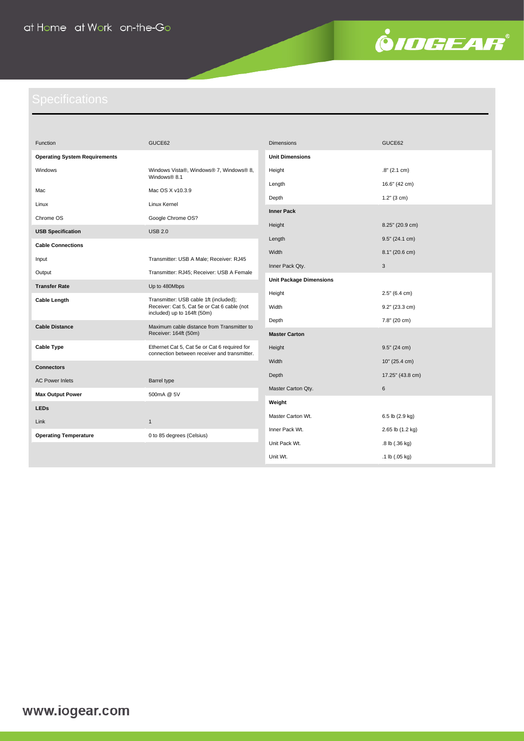## Specifications

| Function | GUCE62 |
|---|---|
| **Operating System Requirements** | |
| Windows | Windows Vista®, Windows® 7, Windows® 8, Windows® 8.1 |
| Mac | Mac OS X v10.3.9 |
| Linux | Linux Kernel |
| Chrome OS | Google Chrome OS? |
| **USB Specification** | USB 2.0 |
| **Cable Connections** | |
| Input | Transmitter: USB A Male; Receiver: RJ45 |
| Output | Transmitter: RJ45; Receiver: USB A Female |
| **Transfer Rate** | Up to 480Mbps |
| **Cable Length** | Transmitter: USB cable 1ft (included); Receiver: Cat 5, Cat 5e or Cat 6 cable (not included) up to 164ft (50m) |
| **Cable Distance** | Maximum cable distance from Transmitter to Receiver: 164ft (50m) |
| **Cable Type** | Ethernet Cat 5, Cat 5e or Cat 6 required for connection between receiver and transmitter. |
| **Connectors** | |
| AC Power Inlets | Barrel type |
| **Max Output Power** | 500mA @ 5V |
| **LEDs** | |
| Link | 1 |
| **Operating Temperature** | 0 to 85 degrees (Celsius) |

| Dimensions | GUCE62 |
|---|---|
| **Unit Dimensions** | |
| Height | .8" (2.1 cm) |
| Length | 16.6" (42 cm) |
| Depth | 1.2" (3 cm) |
| **Inner Pack** | |
| Height | 8.25" (20.9 cm) |
| Length | 9.5" (24.1 cm) |
| Width | 8.1" (20.6 cm) |
| Inner Pack Qty. | 3 |
| **Unit Package Dimensions** | |
| Height | 2.5" (6.4 cm) |
| Width | 9.2" (23.3 cm) |
| Depth | 7.8" (20 cm) |
| **Master Carton** | |
| Height | 9.5" (24 cm) |
| Width | 10" (25.4 cm) |
| Depth | 17.25" (43.8 cm) |
| Master Carton Qty. | 6 |
| **Weight** | |
| Master Carton Wt. | 6.5 lb (2.9 kg) |
| Inner Pack Wt. | 2.65 lb (1.2 kg) |
| Unit Pack Wt. | .8 lb (.36 kg) |
| Unit Wt. | .1 lb (.05 kg) |

www.iogear.com